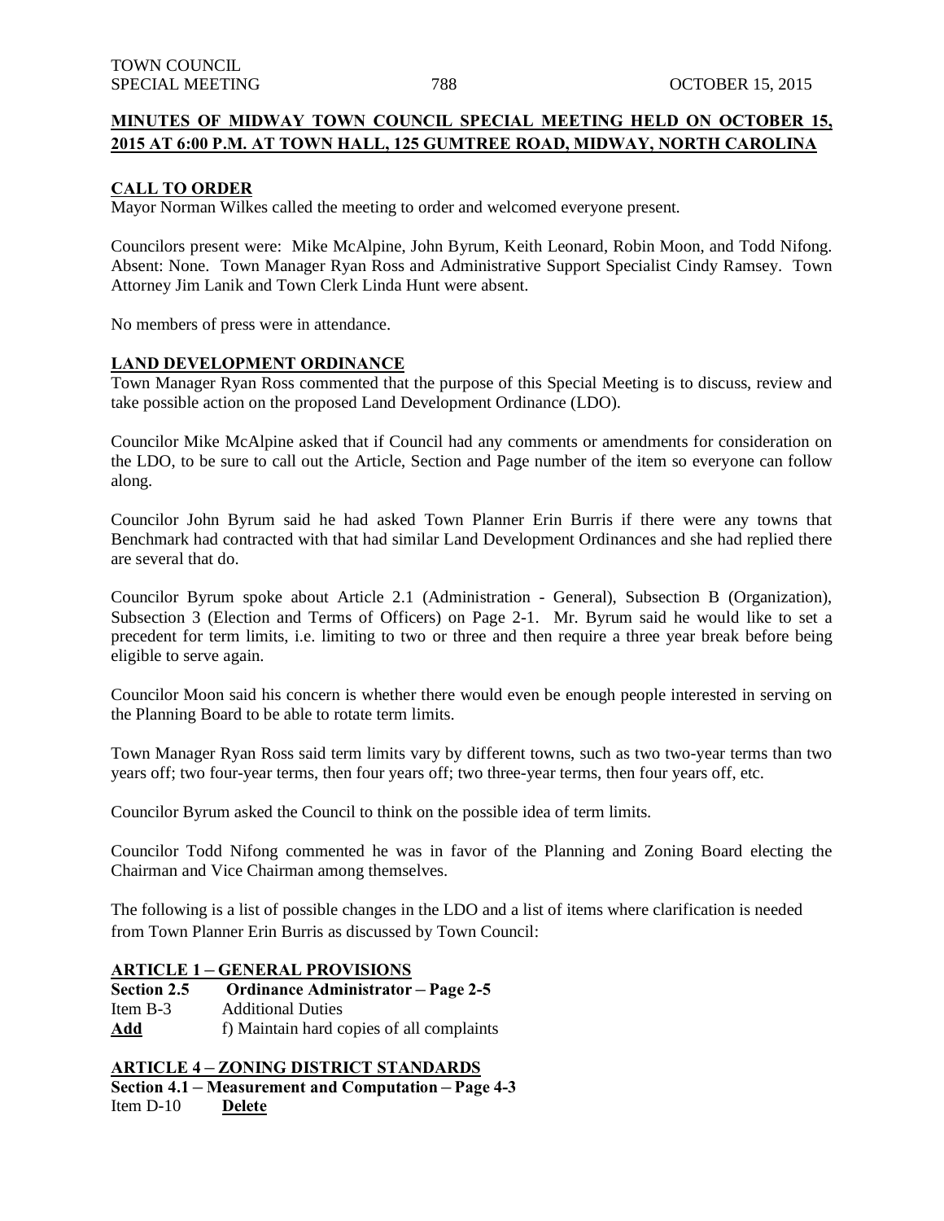## MINUTES OF MIDWAY TOWN COUNCIL SPECIAL MEETING HELD ON OCTOBER 15, 2015 AT 6:00 P.M. AT TOWN HALL, 125 GUMTREE ROAD, MIDWAY, NORTH CAROLINA

### CALL TO ORDER

Mayor Norman Wilkes called the meeting to order and welcomed everyone present.

Councilors present were: Mike McAlpine, John Byrum, Keith Leonard, Robin Moon, and Todd Nifong. Absent: None. Town Manager Ryan Ross and Administrative Support Specialist Cindy Ramsey. Town Attorney Jim Lanik and Town Clerk Linda Hunt were absent.

No members of press were in attendance.

### LAND DEVELOPMENT ORDINANCE

Town Manager Ryan Ross commented that the purpose of this Special Meeting is to discuss, review and take possible action on the proposed Land Development Ordinance (LDO).

Councilor Mike McAlpine asked that if Council had any comments or amendments for consideration on the LDO, to be sure to call out the Article, Section and Page number of the item so everyone can follow along.

Councilor John Byrum said he had asked Town Planner Erin Burris if there were any towns that Benchmark had contracted with that had similar Land Development Ordinances and she had replied there are several that do.

Councilor Byrum spoke about Article 2.1 (Administration - General), Subsection B (Organization), Subsection 3 (Election and Terms of Officers) on Page 2-1. Mr. Byrum said he would like to set a precedent for term limits, i.e. limiting to two or three and then require a three year break before being eligible to serve again.

Councilor Moon said his concern is whether there would even be enough people interested in serving on the Planning Board to be able to rotate term limits.

Town Manager Ryan Ross said term limits vary by different towns, such as two two-year terms than two years off; two four-year terms, then four years off; two three-year terms, then four years off, etc.

Councilor Byrum asked the Council to think on the possible idea of term limits.

Councilor Todd Nifong commented he was in favor of the Planning and Zoning Board electing the Chairman and Vice Chairman among themselves.

The following is a list of possible changes in the LDO and a list of items where clarification is needed from Town Planner Erin Burris as discussed by Town Council:

### ARTICLE 1 – GENERAL PROVISIONS

**Section 2.5 Ordinance Administrator – Page 2-5**

Item B-3 Additional Duties

**Add** f) Maintain hard copies of all complaints

### ARTICLE 4 – ZONING DISTRICT STANDARDS

**Section 4.1 – Measurement and Computation – Page 4-3**

Item D-10 **Delete**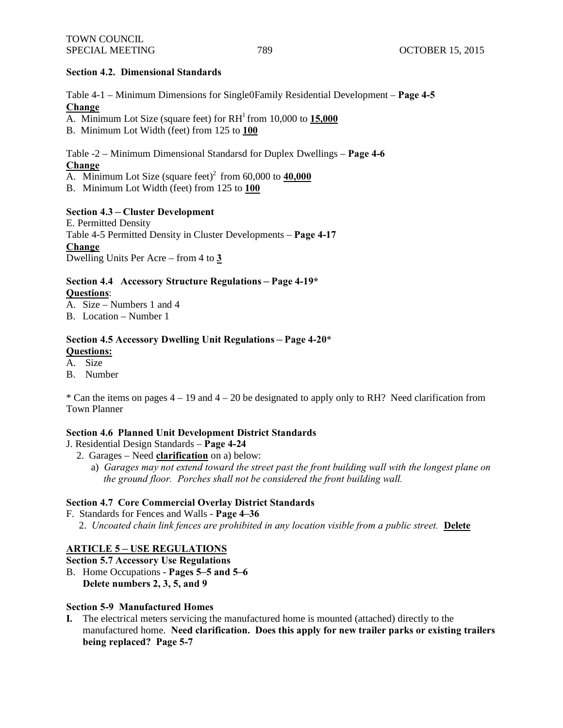**Section 4.2. Dimensional Standards**

Table 4-1 – Minimum Dimensions for Single0Family Residential Development – **Page 4-5**

**Change**

A. Minimum Lot Size (square feet) for RH[1] from 10,000 to **15,000**

B. Minimum Lot Width (feet) from 125 to **100**

Table -2 – Minimum Dimensional Standarsd for Duplex Dwellings – **Page 4-6**

**Change**

A. Minimum Lot Size (square feet)[2] from 60,000 to **40,000**

B. Minimum Lot Width (feet) from 125 to **100**

**Section 4.3 – Cluster Development**

E. Permitted Density

Table 4-5 Permitted Density in Cluster Developments – **Page 4-17**

**Change**

Dwelling Units Per Acre – from 4 to **3**

**Section 4.4 Accessory Structure Regulations – Page 4-19***

**Questions**:

A. Size – Numbers 1 and 4

B. Location – Number 1

**Section 4.5 Accessory Dwelling Unit Regulations – Page 4-20***

**Questions:**

A. Size

B. Number

* Can the items on pages 4 – 19 and 4 – 20 be designated to apply only to RH? Need clarification from Town Planner

**Section 4.6 Planned Unit Development District Standards**

J. Residential Design Standards – **Page 4-24**

2. Garages – Need **clarification** on a) below:

   a) *Garages may not extend toward the street past the front building wall with the longest plane on the ground floor. Porches shall not be considered the front building wall.*

**Section 4.7 Core Commercial Overlay District Standards**

F. Standards for Fences and Walls - **Page 4–36**

2. *Uncoated chain link fences are prohibited in any location visible from a public street.* **Delete**

**ARTICLE 5 – USE REGULATIONS**

**Section 5.7 Accessory Use Regulations**

B. Home Occupations - **Pages 5–5 and 5–6**
**Delete numbers 2, 3, 5, and 9**

**Section 5-9 Manufactured Homes**

**I.** The electrical meters servicing the manufactured home is mounted (attached) directly to the manufactured home. **Need clarification. Does this apply for new trailer parks or existing trailers being replaced? Page 5-7**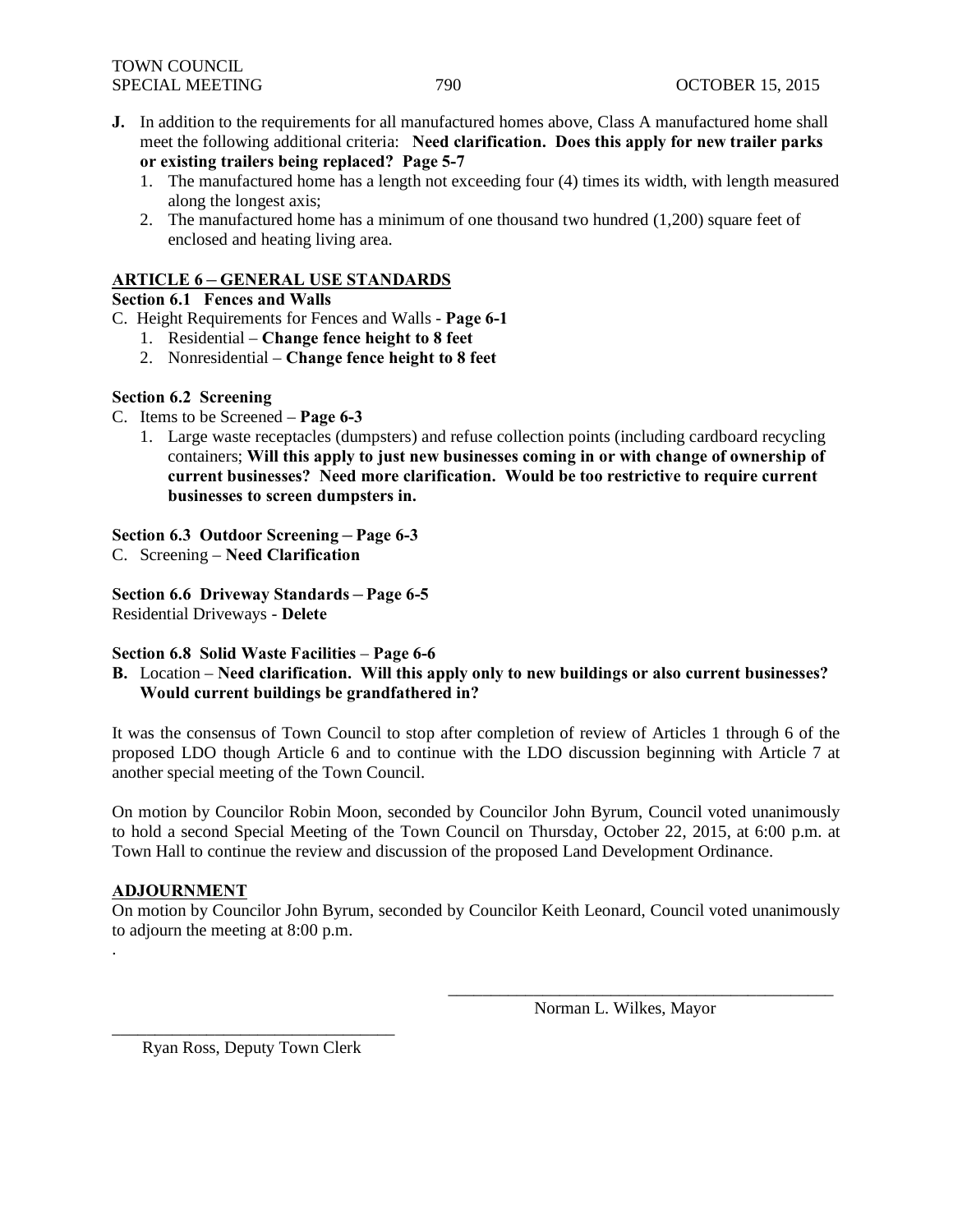**J.** In addition to the requirements for all manufactured homes above, Class A manufactured home shall meet the following additional criteria: **Need clarification. Does this apply for new trailer parks or existing trailers being replaced? Page 5-7**

1. The manufactured home has a length not exceeding four (4) times its width, with length measured along the longest axis;
2. The manufactured home has a minimum of one thousand two hundred (1,200) square feet of enclosed and heating living area.

## ARTICLE 6 – GENERAL USE STANDARDS

**Section 6.1 Fences and Walls**

C. Height Requirements for Fences and Walls - **Page 6-1**

1. Residential – **Change fence height to 8 feet**
2. Nonresidential – **Change fence height to 8 feet**

**Section 6.2 Screening**

C. Items to be Screened – **Page 6-3**

1. Large waste receptacles (dumpsters) and refuse collection points (including cardboard recycling containers; **Will this apply to just new businesses coming in or with change of ownership of current businesses? Need more clarification. Would be too restrictive to require current businesses to screen dumpsters in.**

**Section 6.3 Outdoor Screening – Page 6-3**

C. Screening – **Need Clarification**

**Section 6.6 Driveway Standards – Page 6-5**

Residential Driveways - **Delete**

**Section 6.8 Solid Waste Facilities – Page 6-6**

**B.** Location – **Need clarification. Will this apply only to new buildings or also current businesses? Would current buildings be grandfathered in?**

It was the consensus of Town Council to stop after completion of review of Articles 1 through 6 of the proposed LDO though Article 6 and to continue with the LDO discussion beginning with Article 7 at another special meeting of the Town Council.

On motion by Councilor Robin Moon, seconded by Councilor John Byrum, Council voted unanimously to hold a second Special Meeting of the Town Council on Thursday, October 22, 2015, at 6:00 p.m. at Town Hall to continue the review and discussion of the proposed Land Development Ordinance.

## ADJOURNMENT

On motion by Councilor John Byrum, seconded by Councilor Keith Leonard, Council voted unanimously to adjourn the meeting at 8:00 p.m.

.

\_\_\_\_\_\_\_\_\_\_\_\_\_\_\_\_\_\_\_\_\_\_\_\_\_\_\_\_\_\_\_\_\_\_\_\_\_\_\_\_
Norman L. Wilkes, Mayor

\_\_\_\_\_\_\_\_\_\_\_\_\_\_\_\_\_\_\_\_\_\_\_\_\_\_\_\_\_\_\_
Ryan Ross, Deputy Town Clerk